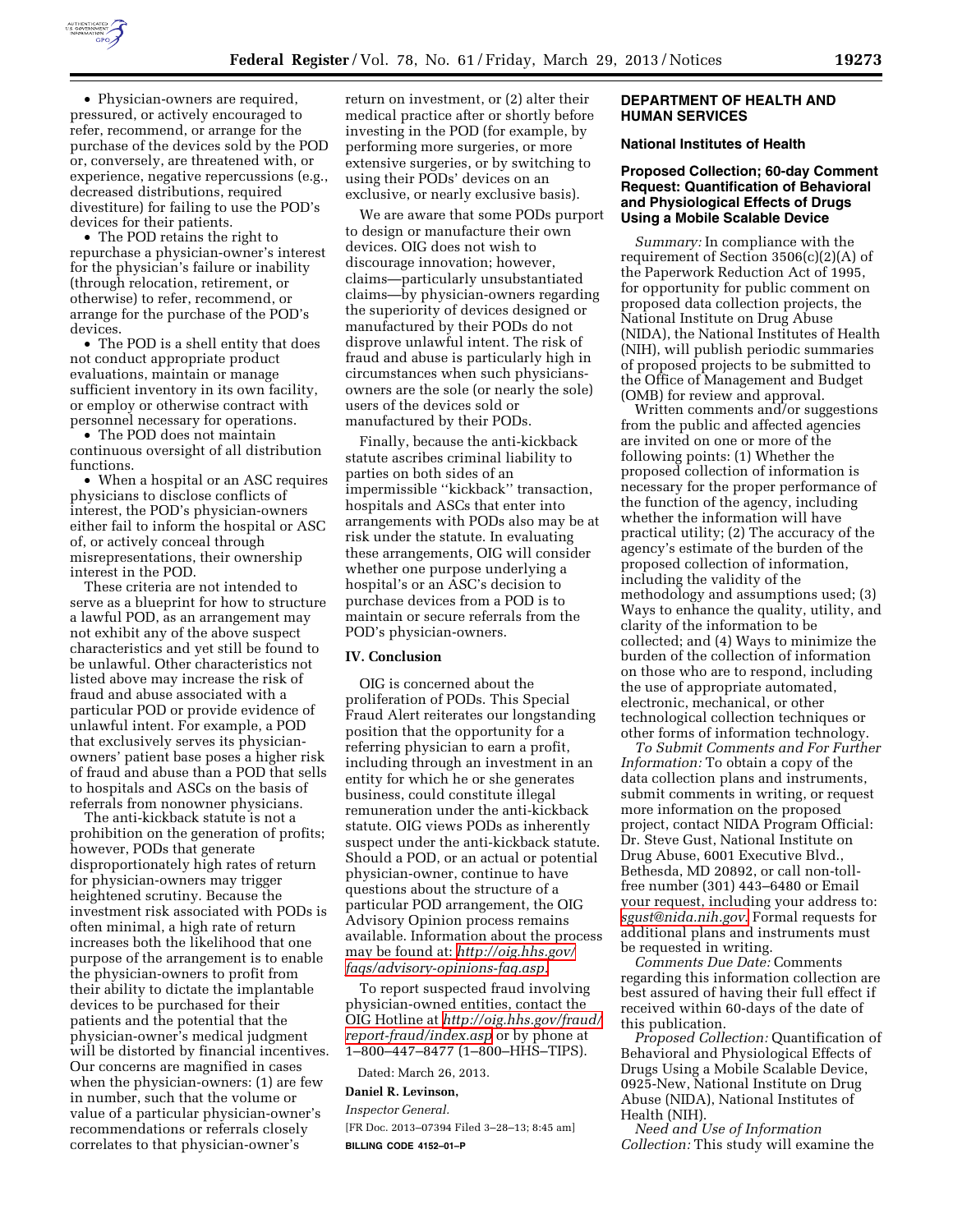- Physician-owners are required, pressured, or actively encouraged to refer, recommend, or arrange for the purchase of the devices sold by the POD or, conversely, are threatened with, or experience, negative repercussions (e.g., decreased distributions, required divestiture) for failing to use the POD's devices for their patients.
- The POD retains the right to repurchase a physician-owner's interest for the physician's failure or inability (through relocation, retirement, or otherwise) to refer, recommend, or arrange for the purchase of the POD's devices.
- The POD is a shell entity that does not conduct appropriate product evaluations, maintain or manage sufficient inventory in its own facility, or employ or otherwise contract with personnel necessary for operations.
- The POD does not maintain continuous oversight of all distribution functions.
- When a hospital or an ASC requires physicians to disclose conflicts of interest, the POD's physician-owners either fail to inform the hospital or ASC of, or actively conceal through misrepresentations, their ownership interest in the POD.

These criteria are not intended to serve as a blueprint for how to structure a lawful POD, as an arrangement may not exhibit any of the above suspect characteristics and yet still be found to be unlawful. Other characteristics not listed above may increase the risk of fraud and abuse associated with a particular POD or provide evidence of unlawful intent. For example, a POD that exclusively serves its physician-owners' patient base poses a higher risk of fraud and abuse than a POD that sells to hospitals and ASCs on the basis of referrals from nonowner physicians.

The anti-kickback statute is not a prohibition on the generation of profits; however, PODs that generate disproportionately high rates of return for physician-owners may trigger heightened scrutiny. Because the investment risk associated with PODs is often minimal, a high rate of return increases both the likelihood that one purpose of the arrangement is to enable the physician-owners to profit from their ability to dictate the implantable devices to be purchased for their patients and the potential that the physician-owner's medical judgment will be distorted by financial incentives. Our concerns are magnified in cases when the physician-owners: (1) are few in number, such that the volume or value of a particular physician-owner's recommendations or referrals closely correlates to that physician-owner's return on investment, or (2) alter their medical practice after or shortly before investing in the POD (for example, by performing more surgeries, or more extensive surgeries, or by switching to using their PODs' devices on an exclusive, or nearly exclusive basis).

We are aware that some PODs purport to design or manufacture their own devices. OIG does not wish to discourage innovation; however, claims—particularly unsubstantiated claims—by physician-owners regarding the superiority of devices designed or manufactured by their PODs do not disprove unlawful intent. The risk of fraud and abuse is particularly high in circumstances when such physicians-owners are the sole (or nearly the sole) users of the devices sold or manufactured by their PODs.

Finally, because the anti-kickback statute ascribes criminal liability to parties on both sides of an impermissible "kickback" transaction, hospitals and ASCs that enter into arrangements with PODs also may be at risk under the statute. In evaluating these arrangements, OIG will consider whether one purpose underlying a hospital's or an ASC's decision to purchase devices from a POD is to maintain or secure referrals from the POD's physician-owners.

## IV. Conclusion

OIG is concerned about the proliferation of PODs. This Special Fraud Alert reiterates our longstanding position that the opportunity for a referring physician to earn a profit, including through an investment in an entity for which he or she generates business, could constitute illegal remuneration under the anti-kickback statute. OIG views PODs as inherently suspect under the anti-kickback statute. Should a POD, or an actual or potential physician-owner, continue to have questions about the structure of a particular POD arrangement, the OIG Advisory Opinion process remains available. Information about the process may be found at: http://oig.hhs.gov/faqs/advisory-opinions-faq.asp.

To report suspected fraud involving physician-owned entities, contact the OIG Hotline at http://oig.hhs.gov/fraud/report-fraud/index.asp or by phone at 1–800–447–8477 (1–800–HHS–TIPS).

Dated: March 26, 2013.

**Daniel R. Levinson,**

*Inspector General.*

[FR Doc. 2013–07394 Filed 3–28–13; 8:45 am]

**BILLING CODE 4152–01–P**

## DEPARTMENT OF HEALTH AND HUMAN SERVICES

### National Institutes of Health

### Proposed Collection; 60-day Comment Request: Quantification of Behavioral and Physiological Effects of Drugs Using a Mobile Scalable Device

*Summary:* In compliance with the requirement of Section 3506(c)(2)(A) of the Paperwork Reduction Act of 1995, for opportunity for public comment on proposed data collection projects, the National Institute on Drug Abuse (NIDA), the National Institutes of Health (NIH), will publish periodic summaries of proposed projects to be submitted to the Office of Management and Budget (OMB) for review and approval.

Written comments and/or suggestions from the public and affected agencies are invited on one or more of the following points: (1) Whether the proposed collection of information is necessary for the proper performance of the function of the agency, including whether the information will have practical utility; (2) The accuracy of the agency's estimate of the burden of the proposed collection of information, including the validity of the methodology and assumptions used; (3) Ways to enhance the quality, utility, and clarity of the information to be collected; and (4) Ways to minimize the burden of the collection of information on those who are to respond, including the use of appropriate automated, electronic, mechanical, or other technological collection techniques or other forms of information technology.

*To Submit Comments and For Further Information:* To obtain a copy of the data collection plans and instruments, submit comments in writing, or request more information on the proposed project, contact NIDA Program Official: Dr. Steve Gust, National Institute on Drug Abuse, 6001 Executive Blvd., Bethesda, MD 20892, or call non-toll-free number (301) 443–6480 or Email your request, including your address to: sgust@nida.nih.gov. Formal requests for additional plans and instruments must be requested in writing.

*Comments Due Date:* Comments regarding this information collection are best assured of having their full effect if received within 60-days of the date of this publication.

*Proposed Collection:* Quantification of Behavioral and Physiological Effects of Drugs Using a Mobile Scalable Device, 0925-New, National Institute on Drug Abuse (NIDA), National Institutes of Health (NIH).

*Need and Use of Information Collection:* This study will examine the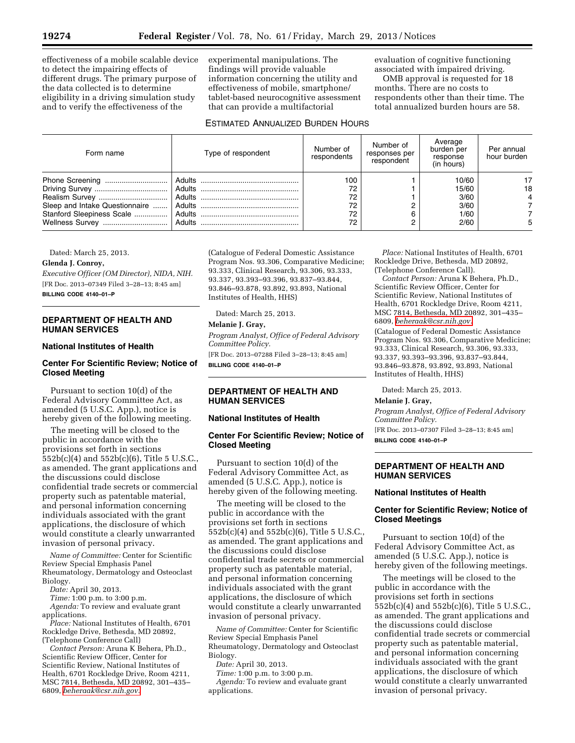effectiveness of a mobile scalable device to detect the impairing effects of different drugs. The primary purpose of the data collected is to determine eligibility in a driving simulation study and to verify the effectiveness of the experimental manipulations. The findings will provide valuable information concerning the utility and effectiveness of mobile, smartphone/tablet-based neurocognitive assessment that can provide a multifactorial evaluation of cognitive functioning associated with impaired driving.

OMB approval is requested for 18 months. There are no costs to respondents other than their time. The total annualized burden hours are 58.

ESTIMATED ANNUALIZED BURDEN HOURS

| Form name | Type of respondent | Number of respondents | Number of responses per respondent | Average burden per response (in hours) | Per annual hour burden |
|---|---|---|---|---|---|
| Phone Screening | Adults | 100 | 1 | 10/60 | 17 |
| Driving Survey | Adults | 72 | 1 | 15/60 | 18 |
| Realism Survey | Adults | 72 | 1 | 3/60 | 4 |
| Sleep and Intake Questionnaire | Adults | 72 | 2 | 3/60 | 7 |
| Stanford Sleepiness Scale | Adults | 72 | 6 | 1/60 | 7 |
| Wellness Survey | Adults | 72 | 2 | 2/60 | 5 |

Dated: March 25, 2013.

**Glenda J. Conroy,**

*Executive Officer (OM Director), NIDA, NIH.*

[FR Doc. 2013–07349 Filed 3–28–13; 8:45 am]

**BILLING CODE 4140–01–P**

## DEPARTMENT OF HEALTH AND HUMAN SERVICES

### National Institutes of Health

### Center For Scientific Review; Notice of Closed Meeting

Pursuant to section 10(d) of the Federal Advisory Committee Act, as amended (5 U.S.C. App.), notice is hereby given of the following meeting.

The meeting will be closed to the public in accordance with the provisions set forth in sections 552b(c)(4) and 552b(c)(6), Title 5 U.S.C., as amended. The grant applications and the discussions could disclose confidential trade secrets or commercial property such as patentable material, and personal information concerning individuals associated with the grant applications, the disclosure of which would constitute a clearly unwarranted invasion of personal privacy.

*Name of Committee:* Center for Scientific Review Special Emphasis Panel Rheumatology, Dermatology and Osteoclast Biology.

*Date:* April 30, 2013.

*Time:* 1:00 p.m. to 3:00 p.m.

*Agenda:* To review and evaluate grant applications.

*Place:* National Institutes of Health, 6701 Rockledge Drive, Bethesda, MD 20892, (Telephone Conference Call)

*Contact Person:* Aruna K Behera, Ph.D., Scientific Review Officer, Center for Scientific Review, National Institutes of Health, 6701 Rockledge Drive, Room 4211, MSC 7814, Bethesda, MD 20892, 301–435–6809, *beheraak@csr.nih.gov.*

(Catalogue of Federal Domestic Assistance Program Nos. 93.306, Comparative Medicine; 93.333, Clinical Research, 93.306, 93.333, 93.337, 93.393–93.396, 93.837–93.844, 93.846–93.878, 93.892, 93.893, National Institutes of Health, HHS)

Dated: March 25, 2013.

**Melanie J. Gray,**

*Program Analyst, Office of Federal Advisory Committee Policy.*

[FR Doc. 2013–07288 Filed 3–28–13; 8:45 am]

**BILLING CODE 4140–01–P**

## DEPARTMENT OF HEALTH AND HUMAN SERVICES

### National Institutes of Health

### Center For Scientific Review; Notice of Closed Meeting

Pursuant to section 10(d) of the Federal Advisory Committee Act, as amended (5 U.S.C. App.), notice is hereby given of the following meeting.

The meeting will be closed to the public in accordance with the provisions set forth in sections 552b(c)(4) and 552b(c)(6), Title 5 U.S.C., as amended. The grant applications and the discussions could disclose confidential trade secrets or commercial property such as patentable material, and personal information concerning individuals associated with the grant applications, the disclosure of which would constitute a clearly unwarranted invasion of personal privacy.

*Name of Committee:* Center for Scientific Review Special Emphasis Panel Rheumatology, Dermatology and Osteoclast Biology.

*Date:* April 30, 2013.

*Time:* 1:00 p.m. to 3:00 p.m.

*Agenda:* To review and evaluate grant applications.

*Place:* National Institutes of Health, 6701 Rockledge Drive, Bethesda, MD 20892, (Telephone Conference Call).

*Contact Person:* Aruna K Behera, Ph.D., Scientific Review Officer, Center for Scientific Review, National Institutes of Health, 6701 Rockledge Drive, Room 4211, MSC 7814, Bethesda, MD 20892, 301–435–6809, *beheraak@csr.nih.gov.*

(Catalogue of Federal Domestic Assistance Program Nos. 93.306, Comparative Medicine; 93.333, Clinical Research, 93.306, 93.333, 93.337, 93.393–93.396, 93.837–93.844, 93.846–93.878, 93.892, 93.893, National Institutes of Health, HHS)

Dated: March 25, 2013.

**Melanie J. Gray,**

*Program Analyst, Office of Federal Advisory Committee Policy.*

[FR Doc. 2013–07307 Filed 3–28–13; 8:45 am]

**BILLING CODE 4140–01–P**

## DEPARTMENT OF HEALTH AND HUMAN SERVICES

### National Institutes of Health

### Center for Scientific Review; Notice of Closed Meetings

Pursuant to section 10(d) of the Federal Advisory Committee Act, as amended (5 U.S.C. App.), notice is hereby given of the following meetings.

The meetings will be closed to the public in accordance with the provisions set forth in sections 552b(c)(4) and 552b(c)(6), Title 5 U.S.C., as amended. The grant applications and the discussions could disclose confidential trade secrets or commercial property such as patentable material, and personal information concerning individuals associated with the grant applications, the disclosure of which would constitute a clearly unwarranted invasion of personal privacy.